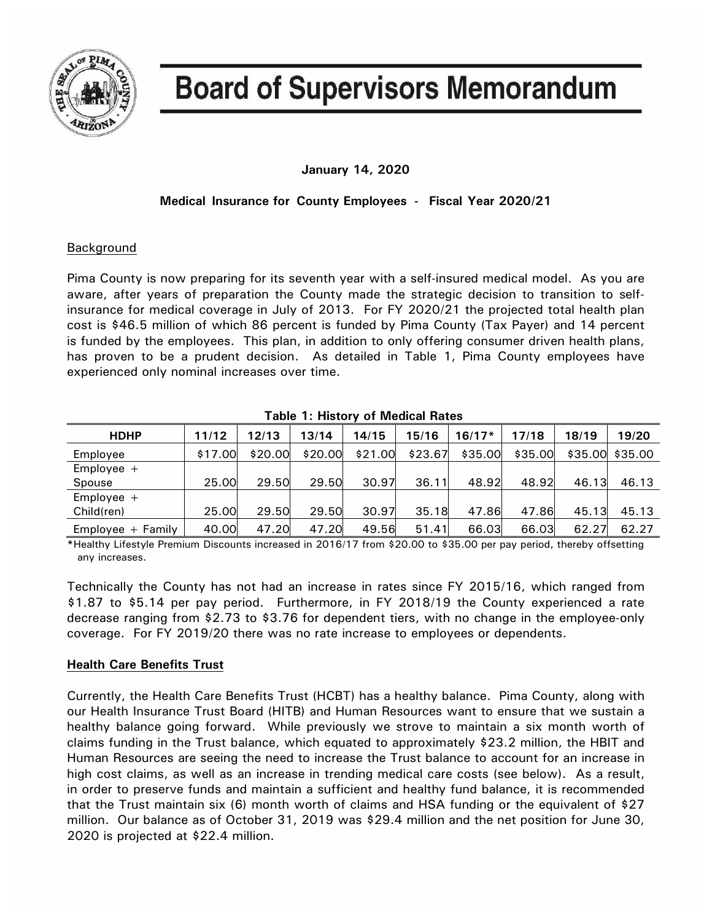# Board of Supervisors Memorandum

**January 14, 2020**

**Medical Insurance for County Employees - Fiscal Year 2020/21**

## Background

Pima County is now preparing for its seventh year with a self-insured medical model. As you are aware, after years of preparation the County made the strategic decision to transition to self-insurance for medical coverage in July of 2013. For FY 2020/21 the projected total health plan cost is $46.5 million of which 86 percent is funded by Pima County (Tax Payer) and 14 percent is funded by the employees. This plan, in addition to only offering consumer driven health plans, has proven to be a prudent decision. As detailed in Table 1, Pima County employees have experienced only nominal increases over time.

**Table 1: History of Medical Rates**

| HDHP | 11/12 | 12/13 | 13/14 | 14/15 | 15/16 | 16/17* | 17/18 | 18/19 | 19/20 |
|---|---|---|---|---|---|---|---|---|---|
| Employee | $17.00 | $20.00 | $20.00 | $21.00 | $23.67 | $35.00 | $35.00 | $35.00 | $35.00 |
| Employee + Spouse | 25.00 | 29.50 | 29.50 | 30.97 | 36.11 | 48.92 | 48.92 | 46.13 | 46.13 |
| Employee + Child(ren) | 25.00 | 29.50 | 29.50 | 30.97 | 35.18 | 47.86 | 47.86 | 45.13 | 45.13 |
| Employee + Family | 40.00 | 47.20 | 47.20 | 49.56 | 51.41 | 66.03 | 66.03 | 62.27 | 62.27 |

*Healthy Lifestyle Premium Discounts increased in 2016/17 from $20.00 to $35.00 per pay period, thereby offsetting any increases.

Technically the County has not had an increase in rates since FY 2015/16, which ranged from $1.87 to $5.14 per pay period. Furthermore, in FY 2018/19 the County experienced a rate decrease ranging from $2.73 to $3.76 for dependent tiers, with no change in the employee-only coverage. For FY 2019/20 there was no rate increase to employees or dependents.

## Health Care Benefits Trust

Currently, the Health Care Benefits Trust (HCBT) has a healthy balance. Pima County, along with our Health Insurance Trust Board (HITB) and Human Resources want to ensure that we sustain a healthy balance going forward. While previously we strove to maintain a six month worth of claims funding in the Trust balance, which equated to approximately $23.2 million, the HBIT and Human Resources are seeing the need to increase the Trust balance to account for an increase in high cost claims, as well as an increase in trending medical care costs (see below). As a result, in order to preserve funds and maintain a sufficient and healthy fund balance, it is recommended that the Trust maintain six (6) month worth of claims and HSA funding or the equivalent of $27 million. Our balance as of October 31, 2019 was $29.4 million and the net position for June 30, 2020 is projected at $22.4 million.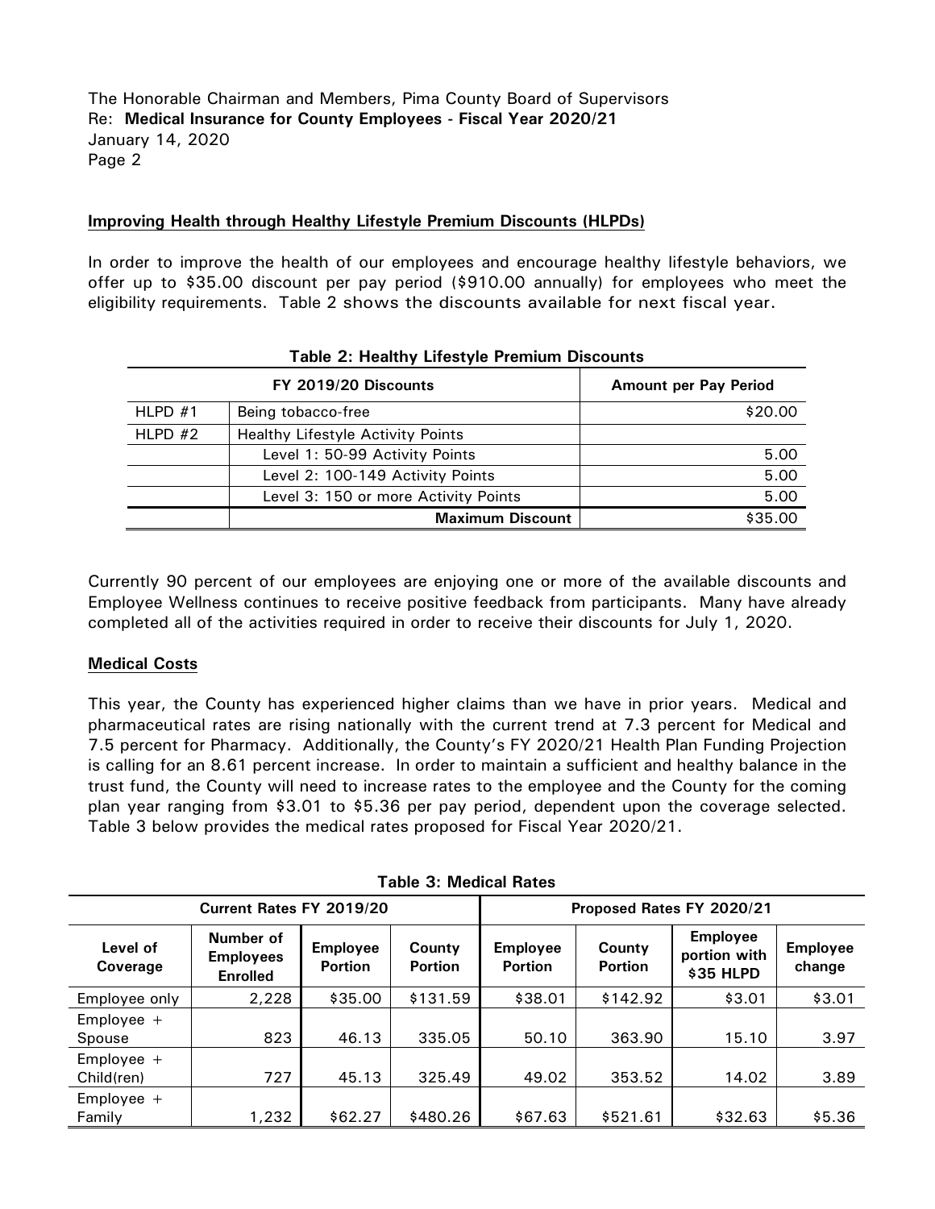## Improving Health through Healthy Lifestyle Premium Discounts (HLPDs)

In order to improve the health of our employees and encourage healthy lifestyle behaviors, we offer up to $35.00 discount per pay period ($910.00 annually) for employees who meet the eligibility requirements. Table 2 shows the discounts available for next fiscal year.

**Table 2: Healthy Lifestyle Premium Discounts**

| FY 2019/20 Discounts | | Amount per Pay Period |
|---|---|---|
| HLPD #1 | Being tobacco-free | $20.00 |
| HLPD #2 | Healthy Lifestyle Activity Points | |
| | Level 1: 50-99 Activity Points | 5.00 |
| | Level 2: 100-149 Activity Points | 5.00 |
| | Level 3: 150 or more Activity Points | 5.00 |
| | **Maximum Discount** | $35.00 |

Currently 90 percent of our employees are enjoying one or more of the available discounts and Employee Wellness continues to receive positive feedback from participants. Many have already completed all of the activities required in order to receive their discounts for July 1, 2020.

## Medical Costs

This year, the County has experienced higher claims than we have in prior years. Medical and pharmaceutical rates are rising nationally with the current trend at 7.3 percent for Medical and 7.5 percent for Pharmacy. Additionally, the County's FY 2020/21 Health Plan Funding Projection is calling for an 8.61 percent increase. In order to maintain a sufficient and healthy balance in the trust fund, the County will need to increase rates to the employee and the County for the coming plan year ranging from $3.01 to $5.36 per pay period, dependent upon the coverage selected. Table 3 below provides the medical rates proposed for Fiscal Year 2020/21.

**Table 3: Medical Rates**

| Current Rates FY 2019/20 | | | | Proposed Rates FY 2020/21 | | | |
|---|---|---|---|---|---|---|---|
| Level of Coverage | Number of Employees Enrolled | Employee Portion | County Portion | Employee Portion | County Portion | Employee portion with $35 HLPD | Employee change |
| Employee only | 2,228 | $35.00 | $131.59 | $38.01 | $142.92 | $3.01 | $3.01 |
| Employee + Spouse | 823 | 46.13 | 335.05 | 50.10 | 363.90 | 15.10 | 3.97 |
| Employee + Child(ren) | 727 | 45.13 | 325.49 | 49.02 | 353.52 | 14.02 | 3.89 |
| Employee + Family | 1,232 | $62.27 | $480.26 | $67.63 | $521.61 | $32.63 | $5.36 |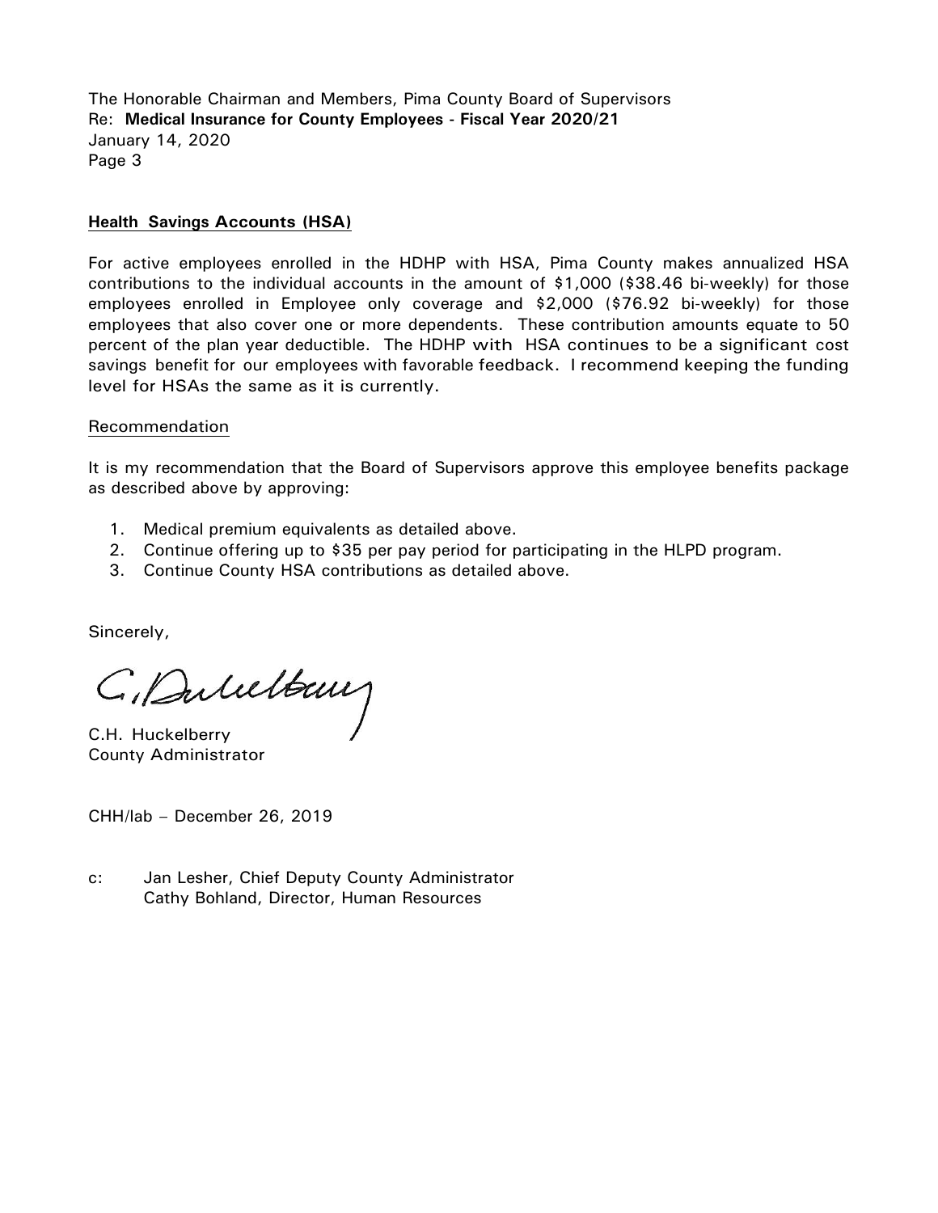## **Health Savings Accounts (HSA)**

For active employees enrolled in the HDHP with HSA, Pima County makes annualized HSA contributions to the individual accounts in the amount of $1,000 ($38.46 bi-weekly) for those employees enrolled in Employee only coverage and $2,000 ($76.92 bi-weekly) for those employees that also cover one or more dependents. These contribution amounts equate to 50 percent of the plan year deductible. The HDHP with HSA continues to be a significant cost savings benefit for our employees with favorable feedback. I recommend keeping the funding level for HSAs the same as it is currently.

### Recommendation

It is my recommendation that the Board of Supervisors approve this employee benefits package as described above by approving:

1. Medical premium equivalents as detailed above.
2. Continue offering up to $35 per pay period for participating in the HLPD program.
3. Continue County HSA contributions as detailed above.

Sincerely,

C.H. Huckelberry
County Administrator

CHH/lab – December 26, 2019

c: Jan Lesher, Chief Deputy County Administrator
Cathy Bohland, Director, Human Resources